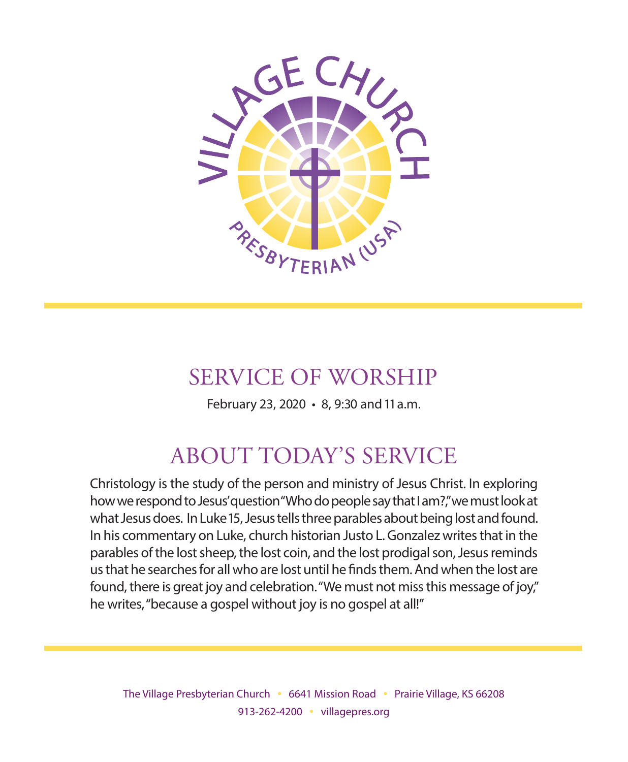VILLAGE CHURCH
PRESBYTERIAN (USA)

# SERVICE OF WORSHIP

February 23, 2020 • 8, 9:30 and 11 a.m.

## ABOUT TODAY'S SERVICE

Christology is the study of the person and ministry of Jesus Christ. In exploring how we respond to Jesus' question "Who do people say that I am?," we must look at what Jesus does. In Luke 15, Jesus tells three parables about being lost and found. In his commentary on Luke, church historian Justo L. Gonzalez writes that in the parables of the lost sheep, the lost coin, and the lost prodigal son, Jesus reminds us that he searches for all who are lost until he finds them. And when the lost are found, there is great joy and celebration. "We must not miss this message of joy," he writes, "because a gospel without joy is no gospel at all!"

The Village Presbyterian Church • 6641 Mission Road • Prairie Village, KS 66208
913-262-4200 • villagepres.org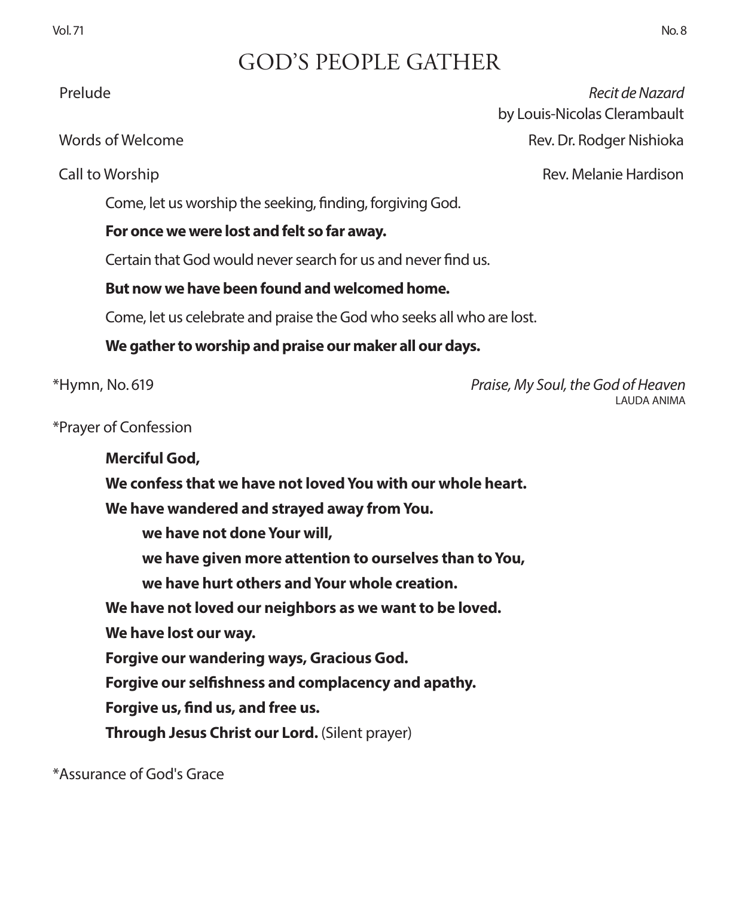# GOD'S PEOPLE GATHER

Prelude — *Recit de Nazard* by Louis-Nicolas Clerambault

Words of Welcome — Rev. Dr. Rodger Nishioka

Call to Worship — Rev. Melanie Hardison

Come, let us worship the seeking, finding, forgiving God.

**For once we were lost and felt so far away.**

Certain that God would never search for us and never find us.

**But now we have been found and welcomed home.**

Come, let us celebrate and praise the God who seeks all who are lost.

**We gather to worship and praise our maker all our days.**

*Hymn, No. 619 — *Praise, My Soul, the God of Heaven* LAUDA ANIMA

*Prayer of Confession

**Merciful God,**

**We confess that we have not loved You with our whole heart.**

**We have wandered and strayed away from You.**

**we have not done Your will,**

**we have given more attention to ourselves than to You,**

**we have hurt others and Your whole creation.**

**We have not loved our neighbors as we want to be loved.**

**We have lost our way.**

**Forgive our wandering ways, Gracious God.**

**Forgive our selfishness and complacency and apathy.**

**Forgive us, find us, and free us.**

**Through Jesus Christ our Lord.** (Silent prayer)

*Assurance of God's Grace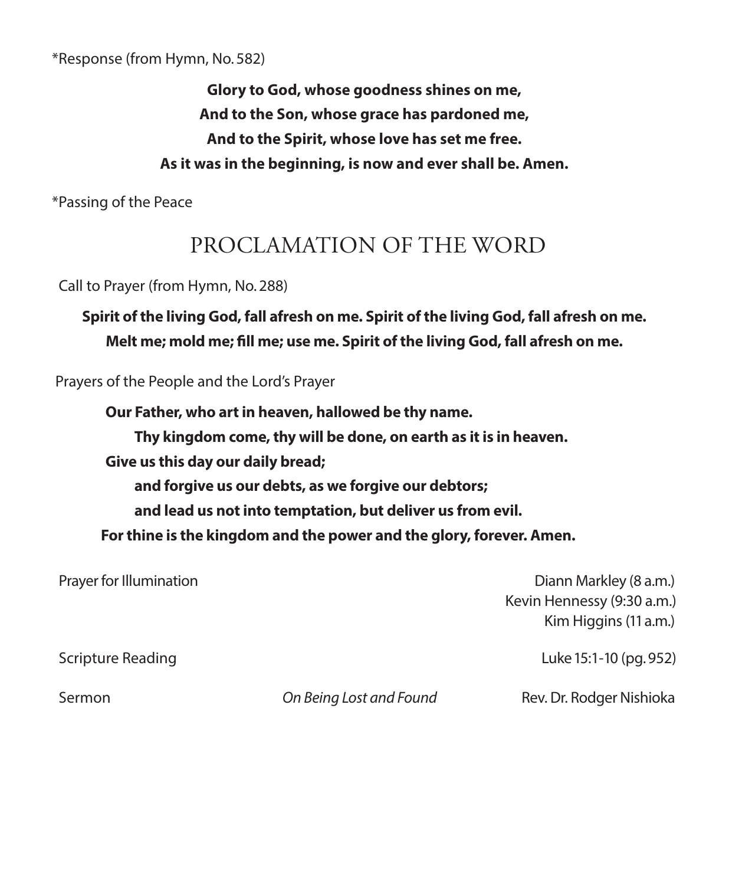*Response (from Hymn, No. 582)

**Glory to God, whose goodness shines on me,**
**And to the Son, whose grace has pardoned me,**
**And to the Spirit, whose love has set me free.**
**As it was in the beginning, is now and ever shall be. Amen.**

*Passing of the Peace

## PROCLAMATION OF THE WORD

Call to Prayer (from Hymn, No. 288)

**Spirit of the living God, fall afresh on me. Spirit of the living God, fall afresh on me.**
**Melt me; mold me; fill me; use me. Spirit of the living God, fall afresh on me.**

Prayers of the People and the Lord's Prayer

**Our Father, who art in heaven, hallowed be thy name.**
**Thy kingdom come, thy will be done, on earth as it is in heaven.**
**Give us this day our daily bread;**
**and forgive us our debts, as we forgive our debtors;**
**and lead us not into temptation, but deliver us from evil.**
**For thine is the kingdom and the power and the glory, forever. Amen.**

Prayer for Illumination — Diann Markley (8 a.m.), Kevin Hennessy (9:30 a.m.), Kim Higgins (11 a.m.)

Scripture Reading — Luke 15:1-10 (pg. 952)

Sermon — *On Being Lost and Found* — Rev. Dr. Rodger Nishioka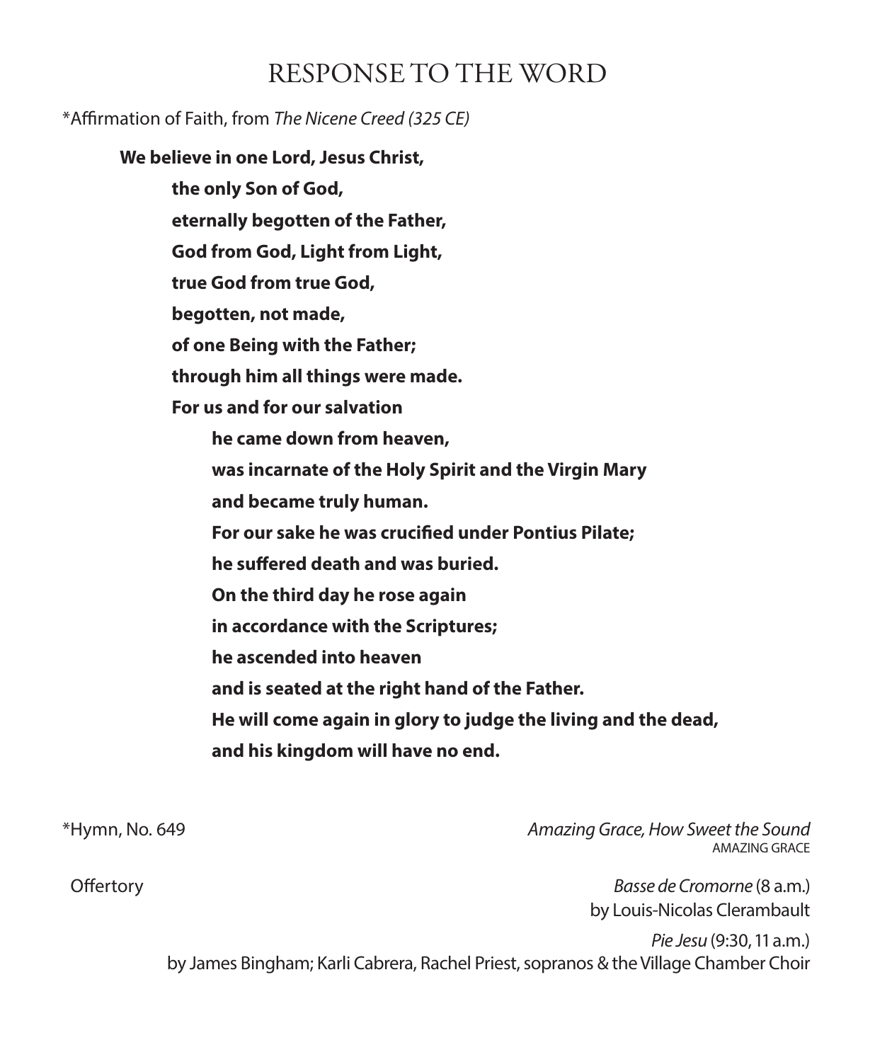# RESPONSE TO THE WORD

*Affirmation of Faith, from *The Nicene Creed (325 CE)*

**We believe in one Lord, Jesus Christ,**
**the only Son of God,**
**eternally begotten of the Father,**
**God from God, Light from Light,**
**true God from true God,**
**begotten, not made,**
**of one Being with the Father;**
**through him all things were made.**
**For us and for our salvation**
**he came down from heaven,**
**was incarnate of the Holy Spirit and the Virgin Mary**
**and became truly human.**
**For our sake he was crucified under Pontius Pilate;**
**he suffered death and was buried.**
**On the third day he rose again**
**in accordance with the Scriptures;**
**he ascended into heaven**
**and is seated at the right hand of the Father.**
**He will come again in glory to judge the living and the dead,**
**and his kingdom will have no end.**

*Hymn, No. 649 — *Amazing Grace, How Sweet the Sound*
AMAZING GRACE

Offertory — *Basse de Cromorne* (8 a.m.)
by Louis-Nicolas Clerambault

*Pie Jesu* (9:30, 11 a.m.)
by James Bingham; Karli Cabrera, Rachel Priest, sopranos & the Village Chamber Choir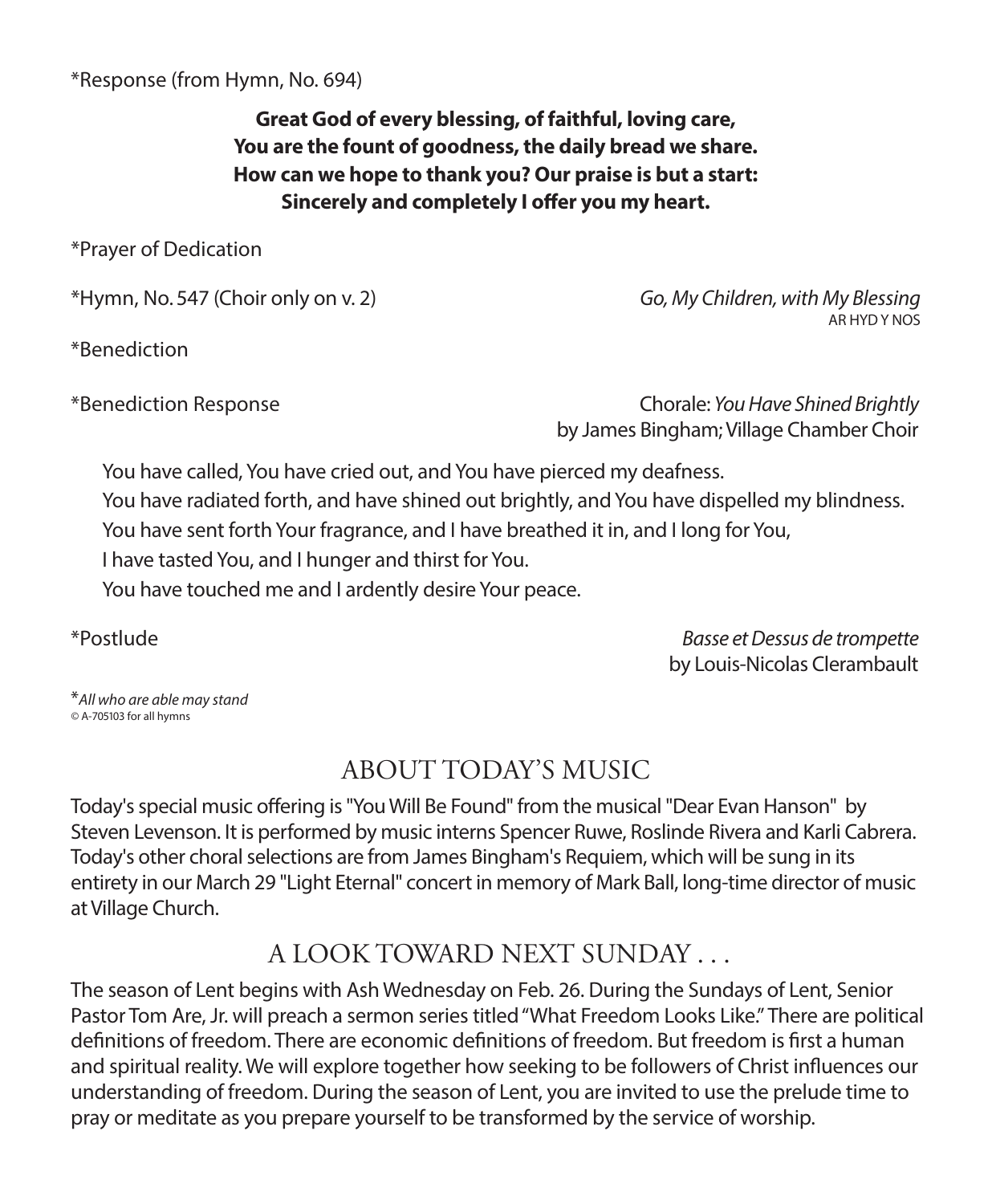*Response (from Hymn, No. 694)

**Great God of every blessing, of faithful, loving care,**
**You are the fount of goodness, the daily bread we share.**
**How can we hope to thank you? Our praise is but a start:**
**Sincerely and completely I offer you my heart.**

*Prayer of Dedication

*Hymn, No. 547 (Choir only on v. 2) — *Go, My Children, with My Blessing*
AR HYD Y NOS

*Benediction

*Benediction Response — Chorale: *You Have Shined Brightly*
by James Bingham; Village Chamber Choir

You have called, You have cried out, and You have pierced my deafness.
You have radiated forth, and have shined out brightly, and You have dispelled my blindness.
You have sent forth Your fragrance, and I have breathed it in, and I long for You,
I have tasted You, and I hunger and thirst for You.
You have touched me and I ardently desire Your peace.

*Postlude — *Basse et Dessus de trompette*
by Louis-Nicolas Clerambault

**All who are able may stand*
© A-705103 for all hymns

## ABOUT TODAY'S MUSIC

Today's special music offering is "You Will Be Found" from the musical "Dear Evan Hanson" by Steven Levenson. It is performed by music interns Spencer Ruwe, Roslinde Rivera and Karli Cabrera. Today's other choral selections are from James Bingham's Requiem, which will be sung in its entirety in our March 29 "Light Eternal" concert in memory of Mark Ball, long-time director of music at Village Church.

## A LOOK TOWARD NEXT SUNDAY . . .

The season of Lent begins with Ash Wednesday on Feb. 26. During the Sundays of Lent, Senior Pastor Tom Are, Jr. will preach a sermon series titled "What Freedom Looks Like." There are political definitions of freedom. There are economic definitions of freedom. But freedom is first a human and spiritual reality. We will explore together how seeking to be followers of Christ influences our understanding of freedom. During the season of Lent, you are invited to use the prelude time to pray or meditate as you prepare yourself to be transformed by the service of worship.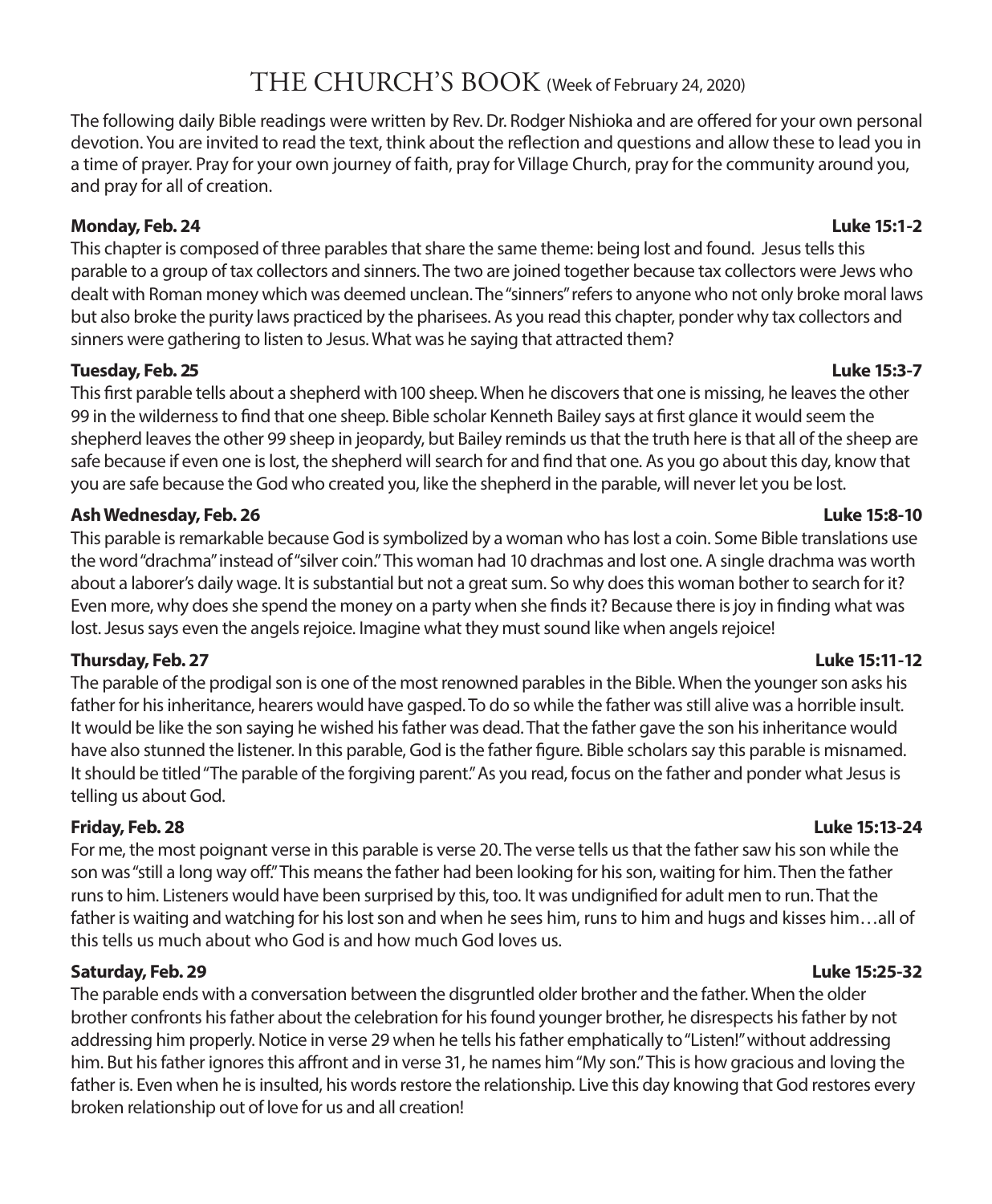# THE CHURCH'S BOOK (Week of February 24, 2020)

The following daily Bible readings were written by Rev. Dr. Rodger Nishioka and are offered for your own personal devotion. You are invited to read the text, think about the reflection and questions and allow these to lead you in a time of prayer. Pray for your own journey of faith, pray for Village Church, pray for the community around you, and pray for all of creation.

**Monday, Feb. 24** **Luke 15:1-2**

This chapter is composed of three parables that share the same theme: being lost and found. Jesus tells this parable to a group of tax collectors and sinners. The two are joined together because tax collectors were Jews who dealt with Roman money which was deemed unclean. The "sinners" refers to anyone who not only broke moral laws but also broke the purity laws practiced by the pharisees. As you read this chapter, ponder why tax collectors and sinners were gathering to listen to Jesus. What was he saying that attracted them?

**Tuesday, Feb. 25** **Luke 15:3-7**

This first parable tells about a shepherd with 100 sheep. When he discovers that one is missing, he leaves the other 99 in the wilderness to find that one sheep. Bible scholar Kenneth Bailey says at first glance it would seem the shepherd leaves the other 99 sheep in jeopardy, but Bailey reminds us that the truth here is that all of the sheep are safe because if even one is lost, the shepherd will search for and find that one. As you go about this day, know that you are safe because the God who created you, like the shepherd in the parable, will never let you be lost.

**Ash Wednesday, Feb. 26** **Luke 15:8-10**

This parable is remarkable because God is symbolized by a woman who has lost a coin. Some Bible translations use the word "drachma" instead of "silver coin." This woman had 10 drachmas and lost one. A single drachma was worth about a laborer's daily wage. It is substantial but not a great sum. So why does this woman bother to search for it? Even more, why does she spend the money on a party when she finds it? Because there is joy in finding what was lost. Jesus says even the angels rejoice. Imagine what they must sound like when angels rejoice!

**Thursday, Feb. 27** **Luke 15:11-12**

The parable of the prodigal son is one of the most renowned parables in the Bible. When the younger son asks his father for his inheritance, hearers would have gasped. To do so while the father was still alive was a horrible insult. It would be like the son saying he wished his father was dead. That the father gave the son his inheritance would have also stunned the listener. In this parable, God is the father figure. Bible scholars say this parable is misnamed. It should be titled "The parable of the forgiving parent." As you read, focus on the father and ponder what Jesus is telling us about God.

**Friday, Feb. 28** **Luke 15:13-24**

For me, the most poignant verse in this parable is verse 20. The verse tells us that the father saw his son while the son was "still a long way off." This means the father had been looking for his son, waiting for him. Then the father runs to him. Listeners would have been surprised by this, too. It was undignified for adult men to run. That the father is waiting and watching for his lost son and when he sees him, runs to him and hugs and kisses him…all of this tells us much about who God is and how much God loves us.

**Saturday, Feb. 29** **Luke 15:25-32**

The parable ends with a conversation between the disgruntled older brother and the father. When the older brother confronts his father about the celebration for his found younger brother, he disrespects his father by not addressing him properly. Notice in verse 29 when he tells his father emphatically to "Listen!" without addressing him. But his father ignores this affront and in verse 31, he names him "My son." This is how gracious and loving the father is. Even when he is insulted, his words restore the relationship. Live this day knowing that God restores every broken relationship out of love for us and all creation!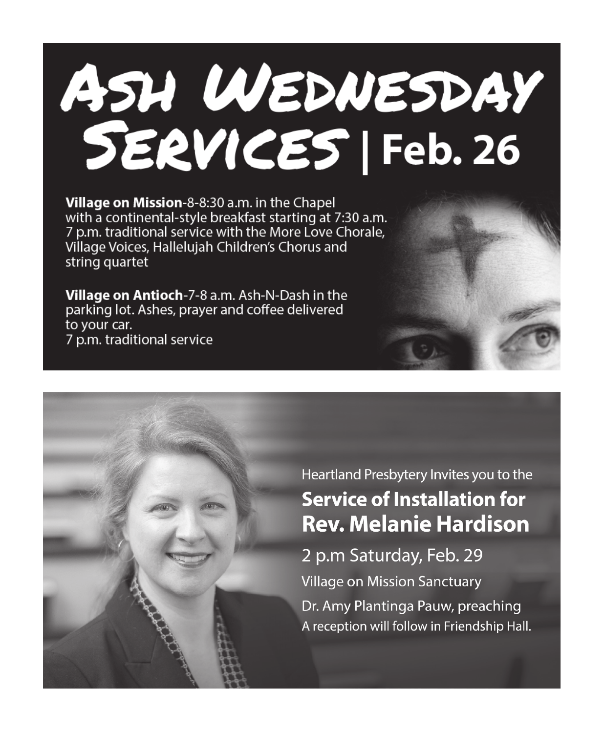# Ash Wednesday Services | Feb. 26

**Village on Mission**-8-8:30 a.m. in the Chapel with a continental-style breakfast starting at 7:30 a.m.
7 p.m. traditional service with the More Love Chorale, Village Voices, Hallelujah Children's Chorus and string quartet

**Village on Antioch**-7-8 a.m. Ash-N-Dash in the parking lot. Ashes, prayer and coffee delivered to your car.
7 p.m. traditional service

Heartland Presbytery Invites you to the

## Service of Installation for Rev. Melanie Hardison

2 p.m Saturday, Feb. 29

Village on Mission Sanctuary

Dr. Amy Plantinga Pauw, preaching

A reception will follow in Friendship Hall.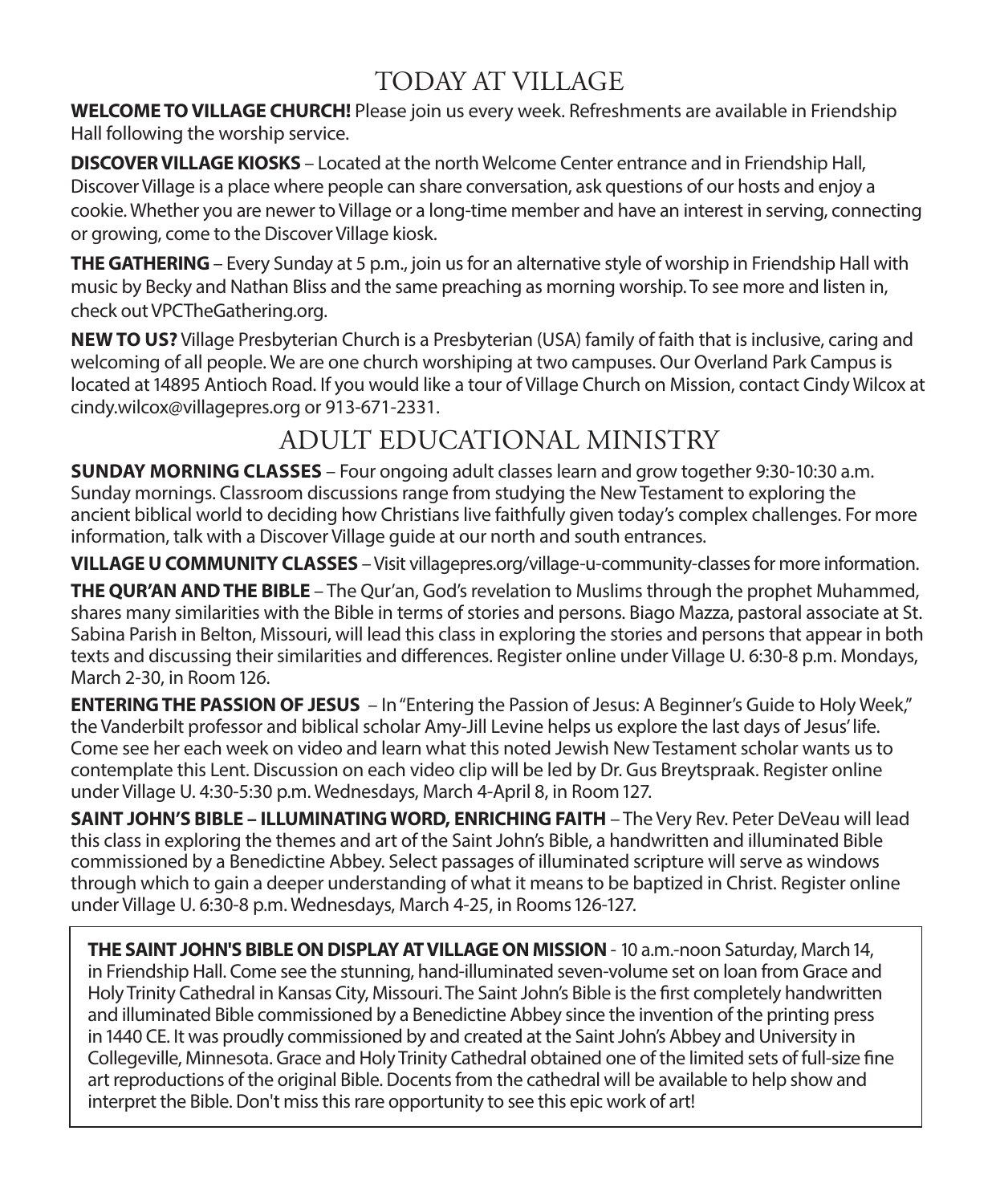# TODAY AT VILLAGE

**WELCOME TO VILLAGE CHURCH!** Please join us every week. Refreshments are available in Friendship Hall following the worship service.

**DISCOVER VILLAGE KIOSKS** – Located at the north Welcome Center entrance and in Friendship Hall, Discover Village is a place where people can share conversation, ask questions of our hosts and enjoy a cookie. Whether you are newer to Village or a long-time member and have an interest in serving, connecting or growing, come to the Discover Village kiosk.

**THE GATHERING** – Every Sunday at 5 p.m., join us for an alternative style of worship in Friendship Hall with music by Becky and Nathan Bliss and the same preaching as morning worship. To see more and listen in, check out VPCTheGathering.org.

**NEW TO US?** Village Presbyterian Church is a Presbyterian (USA) family of faith that is inclusive, caring and welcoming of all people. We are one church worshiping at two campuses. Our Overland Park Campus is located at 14895 Antioch Road. If you would like a tour of Village Church on Mission, contact Cindy Wilcox at cindy.wilcox@villagepres.org or 913-671-2331.

# ADULT EDUCATIONAL MINISTRY

**SUNDAY MORNING CLASSES** – Four ongoing adult classes learn and grow together 9:30-10:30 a.m. Sunday mornings. Classroom discussions range from studying the New Testament to exploring the ancient biblical world to deciding how Christians live faithfully given today's complex challenges. For more information, talk with a Discover Village guide at our north and south entrances.

**VILLAGE U COMMUNITY CLASSES** – Visit villagepres.org/village-u-community-classes for more information.

**THE QUR'AN AND THE BIBLE** – The Qur'an, God's revelation to Muslims through the prophet Muhammed, shares many similarities with the Bible in terms of stories and persons. Biago Mazza, pastoral associate at St. Sabina Parish in Belton, Missouri, will lead this class in exploring the stories and persons that appear in both texts and discussing their similarities and differences. Register online under Village U. 6:30-8 p.m. Mondays, March 2-30, in Room 126.

**ENTERING THE PASSION OF JESUS** – In "Entering the Passion of Jesus: A Beginner's Guide to Holy Week," the Vanderbilt professor and biblical scholar Amy-Jill Levine helps us explore the last days of Jesus' life. Come see her each week on video and learn what this noted Jewish New Testament scholar wants us to contemplate this Lent. Discussion on each video clip will be led by Dr. Gus Breytspraak. Register online under Village U. 4:30-5:30 p.m. Wednesdays, March 4-April 8, in Room 127.

**SAINT JOHN'S BIBLE – ILLUMINATING WORD, ENRICHING FAITH** – The Very Rev. Peter DeVeau will lead this class in exploring the themes and art of the Saint John's Bible, a handwritten and illuminated Bible commissioned by a Benedictine Abbey. Select passages of illuminated scripture will serve as windows through which to gain a deeper understanding of what it means to be baptized in Christ. Register online under Village U. 6:30-8 p.m. Wednesdays, March 4-25, in Rooms 126-127.

**THE SAINT JOHN'S BIBLE ON DISPLAY AT VILLAGE ON MISSION** - 10 a.m.-noon Saturday, March 14, in Friendship Hall. Come see the stunning, hand-illuminated seven-volume set on loan from Grace and Holy Trinity Cathedral in Kansas City, Missouri. The Saint John's Bible is the first completely handwritten and illuminated Bible commissioned by a Benedictine Abbey since the invention of the printing press in 1440 CE. It was proudly commissioned by and created at the Saint John's Abbey and University in Collegeville, Minnesota. Grace and Holy Trinity Cathedral obtained one of the limited sets of full-size fine art reproductions of the original Bible. Docents from the cathedral will be available to help show and interpret the Bible. Don't miss this rare opportunity to see this epic work of art!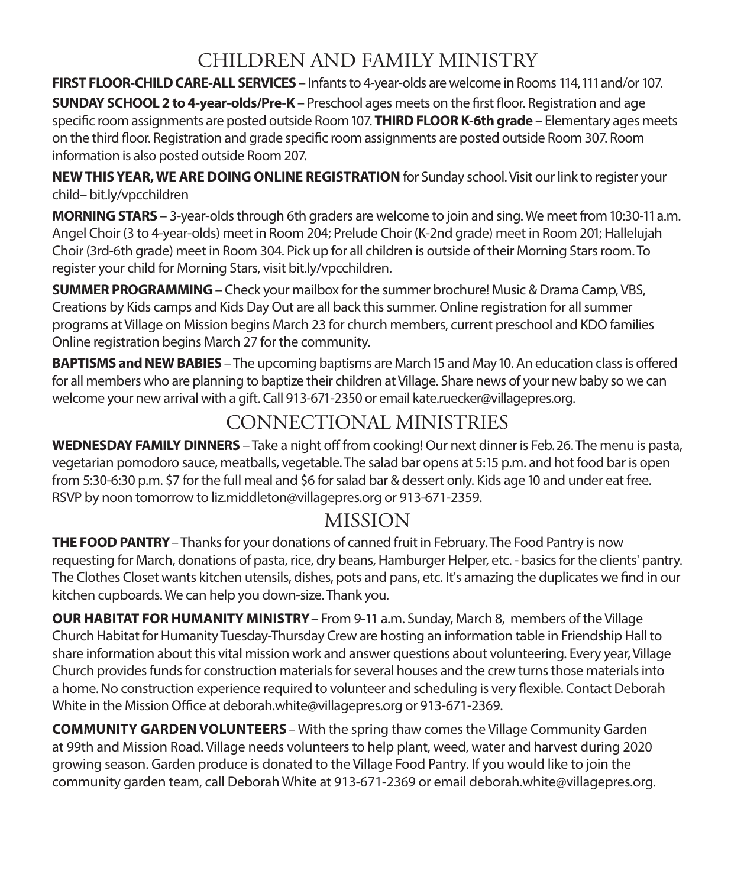## CHILDREN AND FAMILY MINISTRY

**FIRST FLOOR-CHILD CARE-ALL SERVICES** – Infants to 4-year-olds are welcome in Rooms 114, 111 and/or 107.

**SUNDAY SCHOOL 2 to 4-year-olds/Pre-K** – Preschool ages meets on the first floor. Registration and age specific room assignments are posted outside Room 107. **THIRD FLOOR K-6th grade** – Elementary ages meets on the third floor. Registration and grade specific room assignments are posted outside Room 307. Room information is also posted outside Room 207.

**NEW THIS YEAR, WE ARE DOING ONLINE REGISTRATION** for Sunday school. Visit our link to register your child– bit.ly/vpcchildren

**MORNING STARS** – 3-year-olds through 6th graders are welcome to join and sing. We meet from 10:30-11 a.m. Angel Choir (3 to 4-year-olds) meet in Room 204; Prelude Choir (K-2nd grade) meet in Room 201; Hallelujah Choir (3rd-6th grade) meet in Room 304. Pick up for all children is outside of their Morning Stars room. To register your child for Morning Stars, visit bit.ly/vpcchildren.

**SUMMER PROGRAMMING** – Check your mailbox for the summer brochure! Music & Drama Camp, VBS, Creations by Kids camps and Kids Day Out are all back this summer. Online registration for all summer programs at Village on Mission begins March 23 for church members, current preschool and KDO families Online registration begins March 27 for the community.

**BAPTISMS and NEW BABIES** – The upcoming baptisms are March 15 and May 10. An education class is offered for all members who are planning to baptize their children at Village. Share news of your new baby so we can welcome your new arrival with a gift. Call 913-671-2350 or email kate.ruecker@villagepres.org.

## CONNECTIONAL MINISTRIES

**WEDNESDAY FAMILY DINNERS** – Take a night off from cooking! Our next dinner is Feb. 26. The menu is pasta, vegetarian pomodoro sauce, meatballs, vegetable. The salad bar opens at 5:15 p.m. and hot food bar is open from 5:30-6:30 p.m. $7 for the full meal and $6 for salad bar & dessert only. Kids age 10 and under eat free. RSVP by noon tomorrow to liz.middleton@villagepres.org or 913-671-2359.

## MISSION

**THE FOOD PANTRY** – Thanks for your donations of canned fruit in February. The Food Pantry is now requesting for March, donations of pasta, rice, dry beans, Hamburger Helper, etc. - basics for the clients' pantry. The Clothes Closet wants kitchen utensils, dishes, pots and pans, etc. It's amazing the duplicates we find in our kitchen cupboards. We can help you down-size. Thank you.

**OUR HABITAT FOR HUMANITY MINISTRY** – From 9-11 a.m. Sunday, March 8, members of the Village Church Habitat for Humanity Tuesday-Thursday Crew are hosting an information table in Friendship Hall to share information about this vital mission work and answer questions about volunteering. Every year, Village Church provides funds for construction materials for several houses and the crew turns those materials into a home. No construction experience required to volunteer and scheduling is very flexible. Contact Deborah White in the Mission Office at deborah.white@villagepres.org or 913-671-2369.

**COMMUNITY GARDEN VOLUNTEERS** – With the spring thaw comes the Village Community Garden at 99th and Mission Road. Village needs volunteers to help plant, weed, water and harvest during 2020 growing season. Garden produce is donated to the Village Food Pantry. If you would like to join the community garden team, call Deborah White at 913-671-2369 or email deborah.white@villagepres.org.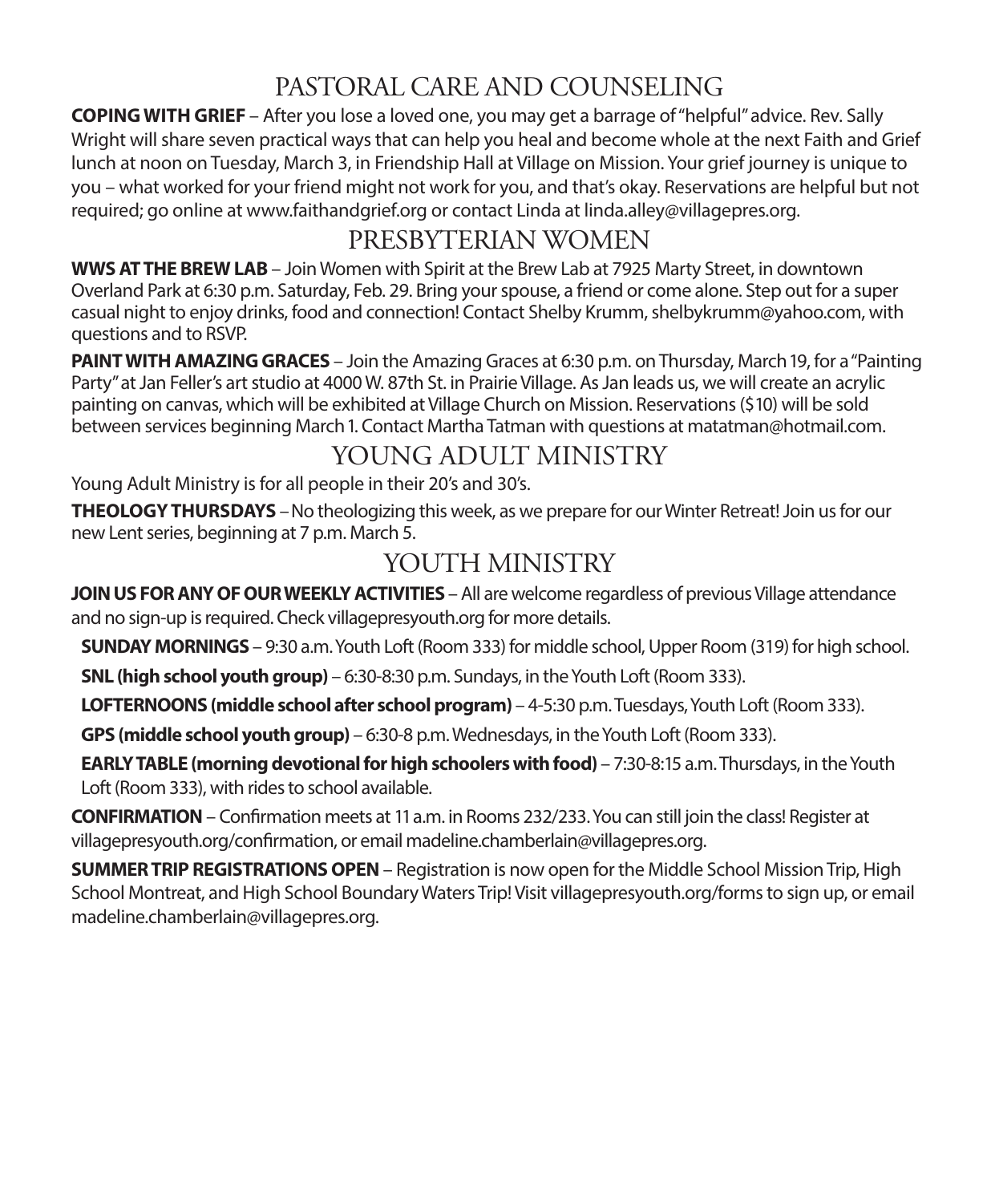## PASTORAL CARE AND COUNSELING

**COPING WITH GRIEF** – After you lose a loved one, you may get a barrage of "helpful" advice. Rev. Sally Wright will share seven practical ways that can help you heal and become whole at the next Faith and Grief lunch at noon on Tuesday, March 3, in Friendship Hall at Village on Mission. Your grief journey is unique to you – what worked for your friend might not work for you, and that's okay. Reservations are helpful but not required; go online at www.faithandgrief.org or contact Linda at linda.alley@villagepres.org.

## PRESBYTERIAN WOMEN

**WWS AT THE BREW LAB** – Join Women with Spirit at the Brew Lab at 7925 Marty Street, in downtown Overland Park at 6:30 p.m. Saturday, Feb. 29. Bring your spouse, a friend or come alone. Step out for a super casual night to enjoy drinks, food and connection! Contact Shelby Krumm, shelbykrumm@yahoo.com, with questions and to RSVP.

**PAINT WITH AMAZING GRACES** – Join the Amazing Graces at 6:30 p.m. on Thursday, March 19, for a "Painting Party" at Jan Feller's art studio at 4000 W. 87th St. in Prairie Village. As Jan leads us, we will create an acrylic painting on canvas, which will be exhibited at Village Church on Mission. Reservations ($10) will be sold between services beginning March 1. Contact Martha Tatman with questions at matatman@hotmail.com.

## YOUNG ADULT MINISTRY

Young Adult Ministry is for all people in their 20's and 30's.

**THEOLOGY THURSDAYS** – No theologizing this week, as we prepare for our Winter Retreat! Join us for our new Lent series, beginning at 7 p.m. March 5.

## YOUTH MINISTRY

**JOIN US FOR ANY OF OUR WEEKLY ACTIVITIES** – All are welcome regardless of previous Village attendance and no sign-up is required. Check villagepresyouth.org for more details.

- **SUNDAY MORNINGS** – 9:30 a.m. Youth Loft (Room 333) for middle school, Upper Room (319) for high school.
- **SNL (high school youth group)** – 6:30-8:30 p.m. Sundays, in the Youth Loft (Room 333).
- **LOFTERNOONS (middle school after school program)** – 4-5:30 p.m. Tuesdays, Youth Loft (Room 333).
- **GPS (middle school youth group)** – 6:30-8 p.m. Wednesdays, in the Youth Loft (Room 333).
- **EARLY TABLE (morning devotional for high schoolers with food)** – 7:30-8:15 a.m. Thursdays, in the Youth Loft (Room 333), with rides to school available.

**CONFIRMATION** – Confirmation meets at 11 a.m. in Rooms 232/233. You can still join the class! Register at villagepresyouth.org/confirmation, or email madeline.chamberlain@villagepres.org.

**SUMMER TRIP REGISTRATIONS OPEN** – Registration is now open for the Middle School Mission Trip, High School Montreat, and High School Boundary Waters Trip! Visit villagepresyouth.org/forms to sign up, or email madeline.chamberlain@villagepres.org.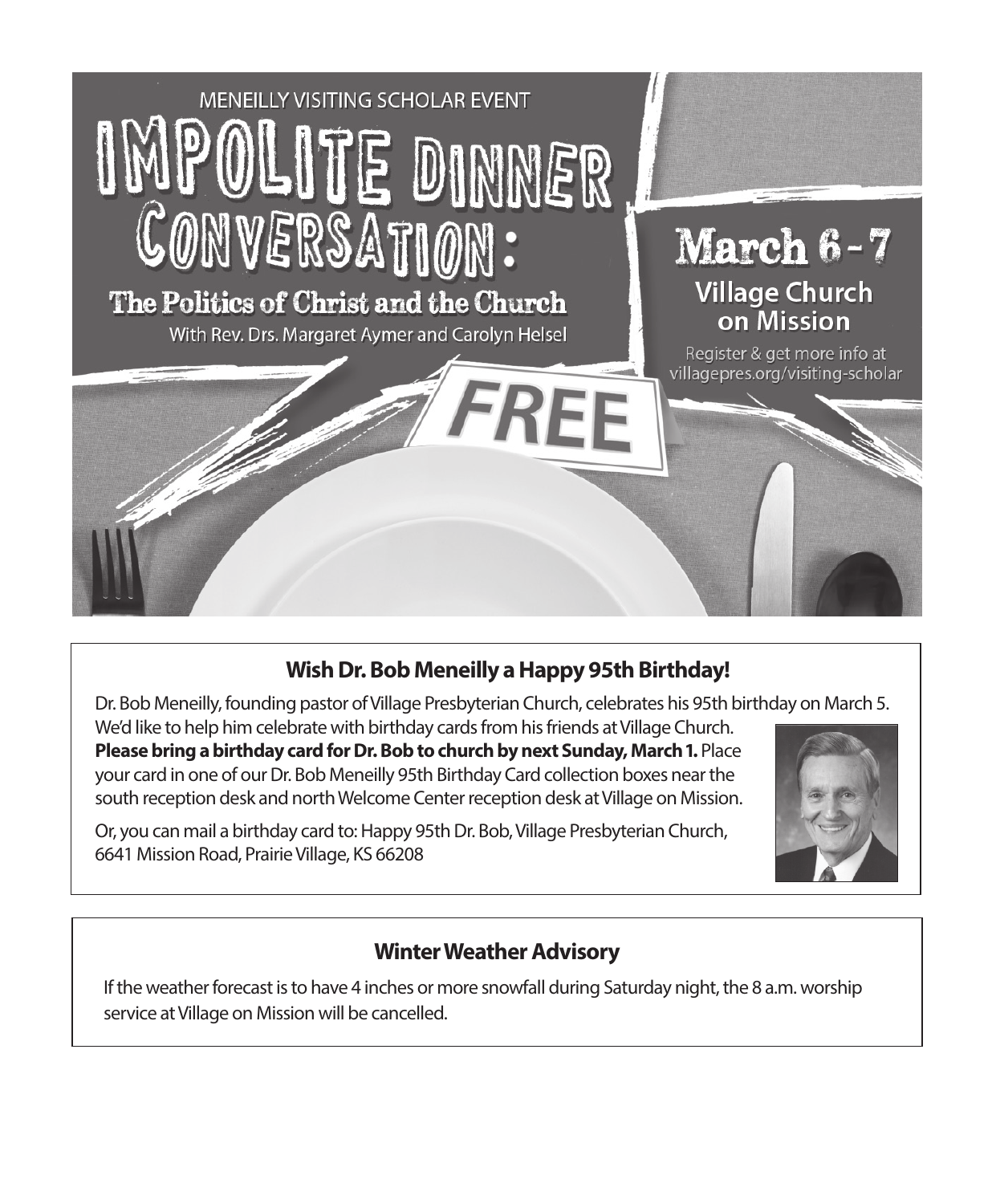MENEILLY VISITING SCHOLAR EVENT

# IMPOLITE DINNER CONVERSATION:

## The Politics of Christ and the Church

With Rev. Drs. Margaret Aymer and Carolyn Helsel

**March 6 - 7**

**Village Church on Mission**

Register & get more info at villagepres.org/visiting-scholar

**FREE**

## Wish Dr. Bob Meneilly a Happy 95th Birthday!

Dr. Bob Meneilly, founding pastor of Village Presbyterian Church, celebrates his 95th birthday on March 5. We'd like to help him celebrate with birthday cards from his friends at Village Church. **Please bring a birthday card for Dr. Bob to church by next Sunday, March 1.** Place your card in one of our Dr. Bob Meneilly 95th Birthday Card collection boxes near the south reception desk and north Welcome Center reception desk at Village on Mission.

Or, you can mail a birthday card to: Happy 95th Dr. Bob, Village Presbyterian Church, 6641 Mission Road, Prairie Village, KS 66208

## Winter Weather Advisory

If the weather forecast is to have 4 inches or more snowfall during Saturday night, the 8 a.m. worship service at Village on Mission will be cancelled.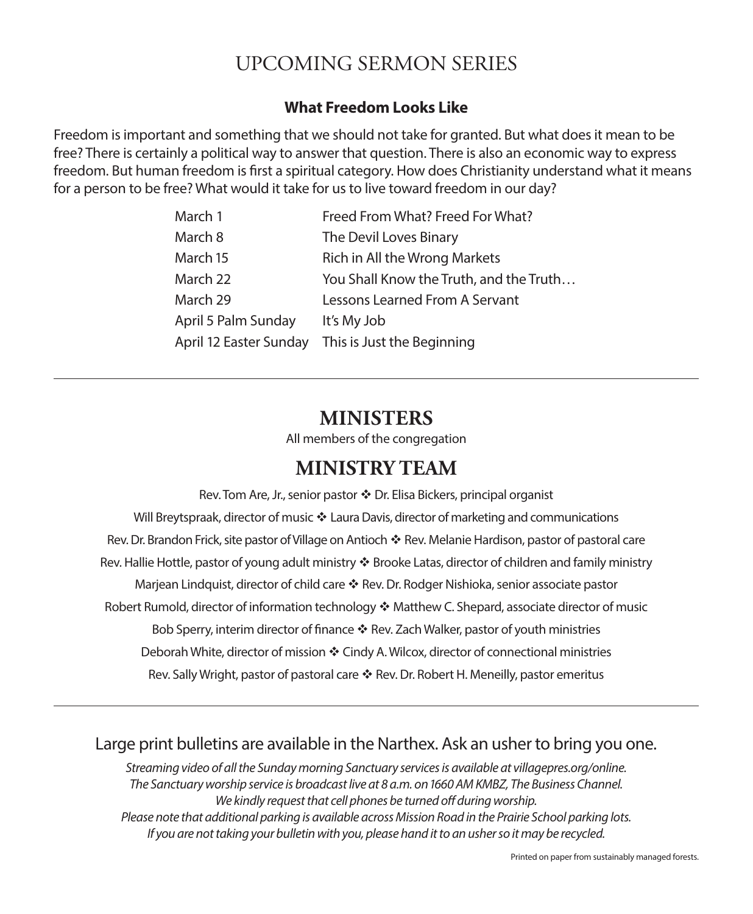## UPCOMING SERMON SERIES

### What Freedom Looks Like

Freedom is important and something that we should not take for granted. But what does it mean to be free? There is certainly a political way to answer that question. There is also an economic way to express freedom. But human freedom is first a spiritual category. How does Christianity understand what it means for a person to be free? What would it take for us to live toward freedom in our day?

| | |
|---|---|
| March 1 | Freed From What? Freed For What? |
| March 8 | The Devil Loves Binary |
| March 15 | Rich in All the Wrong Markets |
| March 22 | You Shall Know the Truth, and the Truth… |
| March 29 | Lessons Learned From A Servant |
| April 5 Palm Sunday | It's My Job |
| April 12 Easter Sunday | This is Just the Beginning |

---

## MINISTERS

All members of the congregation

## MINISTRY TEAM

Rev. Tom Are, Jr., senior pastor ❖ Dr. Elisa Bickers, principal organist
Will Breytspraak, director of music ❖ Laura Davis, director of marketing and communications
Rev. Dr. Brandon Frick, site pastor of Village on Antioch ❖ Rev. Melanie Hardison, pastor of pastoral care
Rev. Hallie Hottle, pastor of young adult ministry ❖ Brooke Latas, director of children and family ministry
Marjean Lindquist, director of child care ❖ Rev. Dr. Rodger Nishioka, senior associate pastor
Robert Rumold, director of information technology ❖ Matthew C. Shepard, associate director of music
Bob Sperry, interim director of finance ❖ Rev. Zach Walker, pastor of youth ministries
Deborah White, director of mission ❖ Cindy A. Wilcox, director of connectional ministries
Rev. Sally Wright, pastor of pastoral care ❖ Rev. Dr. Robert H. Meneilly, pastor emeritus

---

Large print bulletins are available in the Narthex. Ask an usher to bring you one.

*Streaming video of all the Sunday morning Sanctuary services is available at villagepres.org/online.*
*The Sanctuary worship service is broadcast live at 8 a.m. on 1660 AM KMBZ, The Business Channel.*
*We kindly request that cell phones be turned off during worship.*
*Please note that additional parking is available across Mission Road in the Prairie School parking lots.*
*If you are not taking your bulletin with you, please hand it to an usher so it may be recycled.*

Printed on paper from sustainably managed forests.